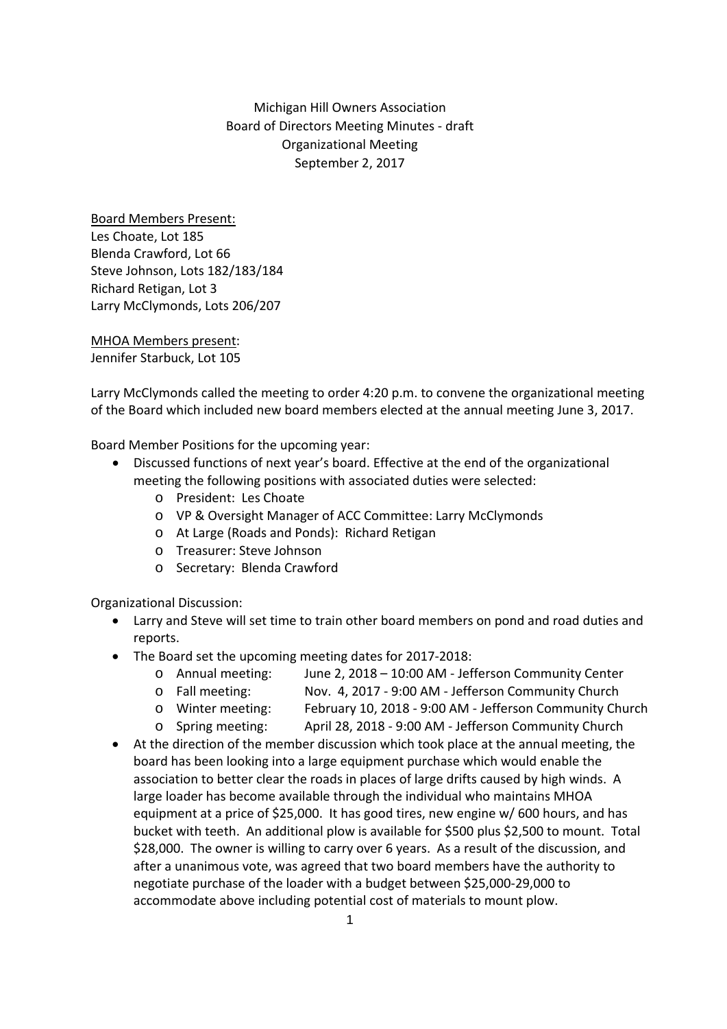# Michigan Hill Owners Association
## Board of Directors Meeting Minutes - draft
## Organizational Meeting
## September 2, 2017

<u>Board Members Present:</u>
Les Choate, Lot 185
Blenda Crawford, Lot 66
Steve Johnson, Lots 182/183/184
Richard Retigan, Lot 3
Larry McClymonds, Lots 206/207

<u>MHOA Members present</u>:
Jennifer Starbuck, Lot 105

Larry McClymonds called the meeting to order 4:20 p.m. to convene the organizational meeting of the Board which included new board members elected at the annual meeting June 3, 2017.

Board Member Positions for the upcoming year:

- Discussed functions of next year's board. Effective at the end of the organizational meeting the following positions with associated duties were selected:
  - President: Les Choate
  - VP & Oversight Manager of ACC Committee: Larry McClymonds
  - At Large (Roads and Ponds): Richard Retigan
  - Treasurer: Steve Johnson
  - Secretary: Blenda Crawford

Organizational Discussion:

- Larry and Steve will set time to train other board members on pond and road duties and reports.
- The Board set the upcoming meeting dates for 2017-2018:
  - Annual meeting: June 2, 2018 – 10:00 AM - Jefferson Community Center
  - Fall meeting: Nov. 4, 2017 - 9:00 AM - Jefferson Community Church
  - Winter meeting: February 10, 2018 - 9:00 AM - Jefferson Community Church
  - Spring meeting: April 28, 2018 - 9:00 AM - Jefferson Community Church
- At the direction of the member discussion which took place at the annual meeting, the board has been looking into a large equipment purchase which would enable the association to better clear the roads in places of large drifts caused by high winds. A large loader has become available through the individual who maintains MHOA equipment at a price of $25,000. It has good tires, new engine w/ 600 hours, and has bucket with teeth. An additional plow is available for $500 plus $2,500 to mount. Total $28,000. The owner is willing to carry over 6 years. As a result of the discussion, and after a unanimous vote, was agreed that two board members have the authority to negotiate purchase of the loader with a budget between $25,000-29,000 to accommodate above including potential cost of materials to mount plow.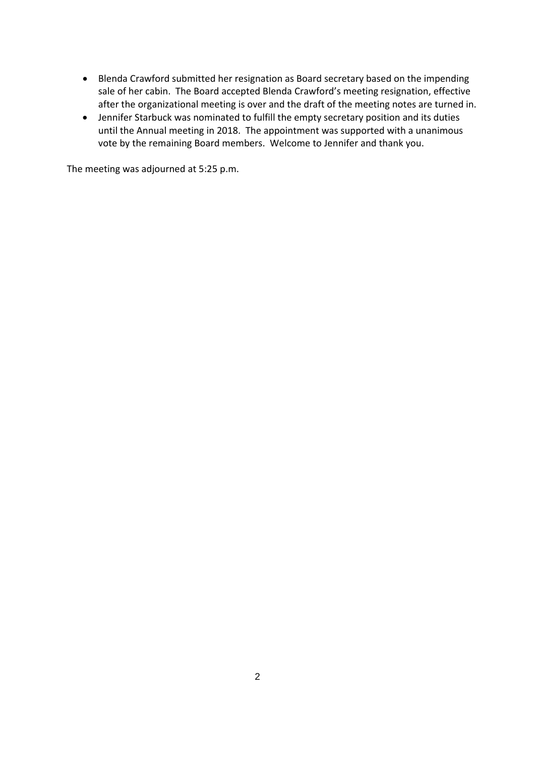- Blenda Crawford submitted her resignation as Board secretary based on the impending sale of her cabin. The Board accepted Blenda Crawford's meeting resignation, effective after the organizational meeting is over and the draft of the meeting notes are turned in.
- Jennifer Starbuck was nominated to fulfill the empty secretary position and its duties until the Annual meeting in 2018. The appointment was supported with a unanimous vote by the remaining Board members. Welcome to Jennifer and thank you.

The meeting was adjourned at 5:25 p.m.